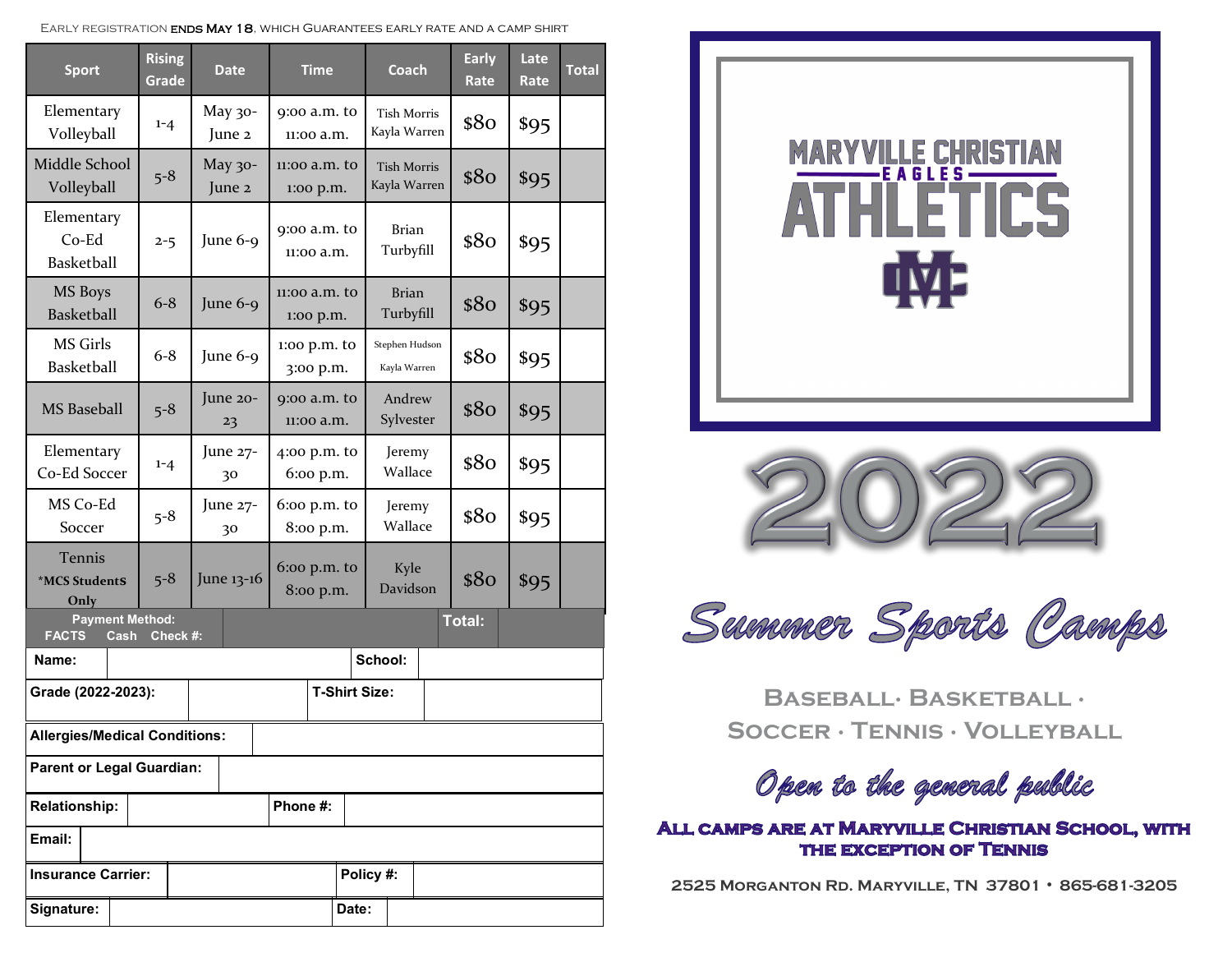EARLY REGISTRATION **ENDS MAY 18**, WHICH GUARANTEES EARLY RATE AND A CAMP SHIRT

| Sport | Rising Grade | Date | Time | Coach | Early Rate | Late Rate | Total |
|---|---|---|---|---|---|---|---|
| Elementary Volleyball | 1-4 | May 30-June 2 | 9:00 a.m. to 11:00 a.m. | Tish Morris Kayla Warren | $80 | $95 | |
| Middle School Volleyball | 5-8 | May 30-June 2 | 11:00 a.m. to 1:00 p.m. | Tish Morris Kayla Warren | $80 | $95 | |
| Elementary Co-Ed Basketball | 2-5 | June 6-9 | 9:00 a.m. to 11:00 a.m. | Brian Turbyfill | $80 | $95 | |
| MS Boys Basketball | 6-8 | June 6-9 | 11:00 a.m. to 1:00 p.m. | Brian Turbyfill | $80 | $95 | |
| MS Girls Basketball | 6-8 | June 6-9 | 1:00 p.m. to 3:00 p.m. | Stephen Hudson Kayla Warren | $80 | $95 | |
| MS Baseball | 5-8 | June 20-23 | 9:00 a.m. to 11:00 a.m. | Andrew Sylvester | $80 | $95 | |
| Elementary Co-Ed Soccer | 1-4 | June 27-30 | 4:00 p.m. to 6:00 p.m. | Jeremy Wallace | $80 | $95 | |
| MS Co-Ed Soccer | 5-8 | June 27-30 | 6:00 p.m. to 8:00 p.m. | Jeremy Wallace | $80 | $95 | |
| Tennis *MCS Students Only | 5-8 | June 13-16 | 6:00 p.m. to 8:00 p.m. | Kyle Davidson | $80 | $95 | |

**Payment Method:** FACTS Cash Check #: **Total:**

| | | | |
|---|---|---|---|
| **Name:** | | **School:** | |
| **Grade (2022-2023):** | | **T-Shirt Size:** | |
| **Allergies/Medical Conditions:** | | | |
| **Parent or Legal Guardian:** | | | |
| **Relationship:** | | **Phone #:** | |
| **Email:** | | | |
| **Insurance Carrier:** | | **Policy #:** | |
| **Signature:** | | **Date:** | |

MARYVILLE CHRISTIAN EAGLES ATHLETICS

# 2022

## *Summer Sports Camps*

**BASEBALL· BASKETBALL · SOCCER · TENNIS · VOLLEYBALL**

*Open to the general public*

**ALL CAMPS ARE AT MARYVILLE CHRISTIAN SCHOOL, WITH THE EXCEPTION OF TENNIS**

**2525 MORGANTON RD. MARYVILLE, TN 37801 • 865-681-3205**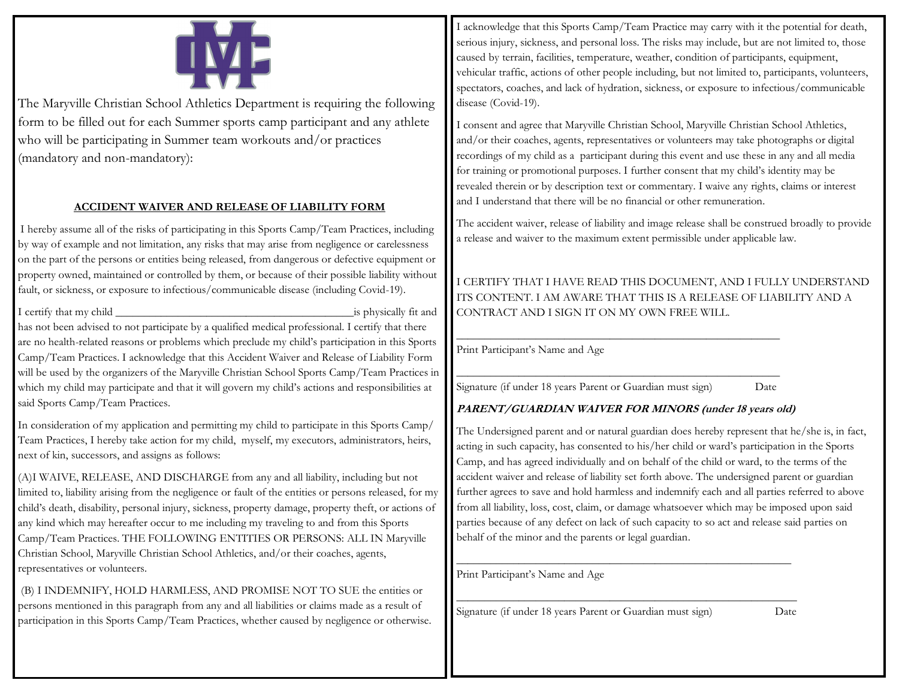The Maryville Christian School Athletics Department is requiring the following form to be filled out for each Summer sports camp participant and any athlete who will be participating in Summer team workouts and/or practices (mandatory and non-mandatory):

## ACCIDENT WAIVER AND RELEASE OF LIABILITY FORM

I hereby assume all of the risks of participating in this Sports Camp/Team Practices, including by way of example and not limitation, any risks that may arise from negligence or carelessness on the part of the persons or entities being released, from dangerous or defective equipment or property owned, maintained or controlled by them, or because of their possible liability without fault, or sickness, or exposure to infectious/communicable disease (including Covid-19).

I certify that my child ________________________________________is physically fit and has not been advised to not participate by a qualified medical professional. I certify that there are no health-related reasons or problems which preclude my child's participation in this Sports Camp/Team Practices. I acknowledge that this Accident Waiver and Release of Liability Form will be used by the organizers of the Maryville Christian School Sports Camp/Team Practices in which my child may participate and that it will govern my child's actions and responsibilities at said Sports Camp/Team Practices.

In consideration of my application and permitting my child to participate in this Sports Camp/ Team Practices, I hereby take action for my child, myself, my executors, administrators, heirs, next of kin, successors, and assigns as follows:

(A)I WAIVE, RELEASE, AND DISCHARGE from any and all liability, including but not limited to, liability arising from the negligence or fault of the entities or persons released, for my child's death, disability, personal injury, sickness, property damage, property theft, or actions of any kind which may hereafter occur to me including my traveling to and from this Sports Camp/Team Practices. THE FOLLOWING ENTITIES OR PERSONS: ALL IN Maryville Christian School, Maryville Christian School Athletics, and/or their coaches, agents, representatives or volunteers.

(B) I INDEMNIFY, HOLD HARMLESS, AND PROMISE NOT TO SUE the entities or persons mentioned in this paragraph from any and all liabilities or claims made as a result of participation in this Sports Camp/Team Practices, whether caused by negligence or otherwise.

I acknowledge that this Sports Camp/Team Practice may carry with it the potential for death, serious injury, sickness, and personal loss. The risks may include, but are not limited to, those caused by terrain, facilities, temperature, weather, condition of participants, equipment, vehicular traffic, actions of other people including, but not limited to, participants, volunteers, spectators, coaches, and lack of hydration, sickness, or exposure to infectious/communicable disease (Covid-19).

I consent and agree that Maryville Christian School, Maryville Christian School Athletics, and/or their coaches, agents, representatives or volunteers may take photographs or digital recordings of my child as a participant during this event and use these in any and all media for training or promotional purposes. I further consent that my child's identity may be revealed therein or by description text or commentary. I waive any rights, claims or interest and I understand that there will be no financial or other remuneration.

The accident waiver, release of liability and image release shall be construed broadly to provide a release and waiver to the maximum extent permissible under applicable law.

I CERTIFY THAT I HAVE READ THIS DOCUMENT, AND I FULLY UNDERSTAND ITS CONTENT. I AM AWARE THAT THIS IS A RELEASE OF LIABILITY AND A CONTRACT AND I SIGN IT ON MY OWN FREE WILL.

______________________________________________________

Print Participant's Name and Age

______________________________________________________

Signature (if under 18 years Parent or Guardian must sign) Date

***PARENT/GUARDIAN WAIVER FOR MINORS (under 18 years old)***

The Undersigned parent and or natural guardian does hereby represent that he/she is, in fact, acting in such capacity, has consented to his/her child or ward's participation in the Sports Camp, and has agreed individually and on behalf of the child or ward, to the terms of the accident waiver and release of liability set forth above. The undersigned parent or guardian further agrees to save and hold harmless and indemnify each and all parties referred to above from all liability, loss, cost, claim, or damage whatsoever which may be imposed upon said parties because of any defect on lack of such capacity to so act and release said parties on behalf of the minor and the parents or legal guardian.

______________________________________________________

Print Participant's Name and Age

______________________________________________________

Signature (if under 18 years Parent or Guardian must sign) Date